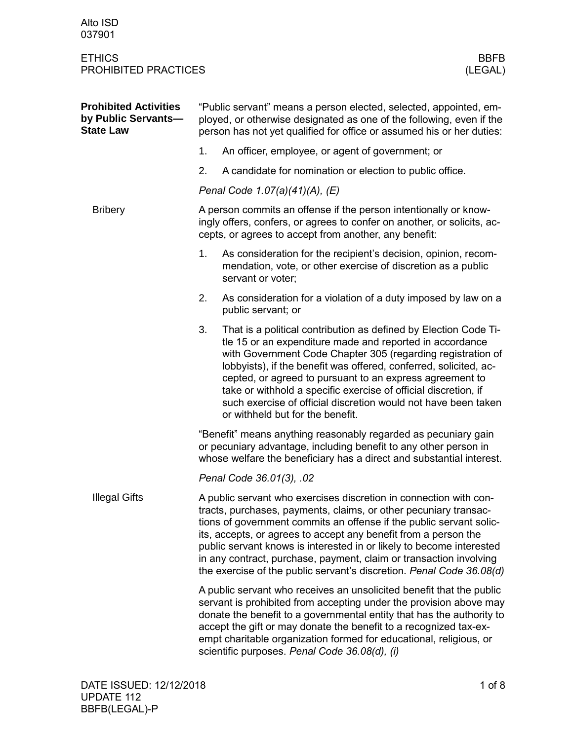Alto ISD
037901

ETHICS
PROHIBITED PRACTICES

BBFB
(LEGAL)

## Prohibited Activities by Public Servants—State Law

"Public servant" means a person elected, selected, appointed, employed, or otherwise designated as one of the following, even if the person has not yet qualified for office or assumed his or her duties:

1. An officer, employee, or agent of government; or
2. A candidate for nomination or election to public office.

*Penal Code 1.07(a)(41)(A), (E)*

### Bribery

A person commits an offense if the person intentionally or knowingly offers, confers, or agrees to confer on another, or solicits, accepts, or agrees to accept from another, any benefit:

1. As consideration for the recipient's decision, opinion, recommendation, vote, or other exercise of discretion as a public servant or voter;
2. As consideration for a violation of a duty imposed by law on a public servant; or
3. That is a political contribution as defined by Election Code Title 15 or an expenditure made and reported in accordance with Government Code Chapter 305 (regarding registration of lobbyists), if the benefit was offered, conferred, solicited, accepted, or agreed to pursuant to an express agreement to take or withhold a specific exercise of official discretion, if such exercise of official discretion would not have been taken or withheld but for the benefit.

"Benefit" means anything reasonably regarded as pecuniary gain or pecuniary advantage, including benefit to any other person in whose welfare the beneficiary has a direct and substantial interest.

*Penal Code 36.01(3), .02*

### Illegal Gifts

A public servant who exercises discretion in connection with contracts, purchases, payments, claims, or other pecuniary transactions of government commits an offense if the public servant solicits, accepts, or agrees to accept any benefit from a person the public servant knows is interested in or likely to become interested in any contract, purchase, payment, claim or transaction involving the exercise of the public servant's discretion. *Penal Code 36.08(d)*

A public servant who receives an unsolicited benefit that the public servant is prohibited from accepting under the provision above may donate the benefit to a governmental entity that has the authority to accept the gift or may donate the benefit to a recognized tax-exempt charitable organization formed for educational, religious, or scientific purposes. *Penal Code 36.08(d), (i)*

DATE ISSUED: 12/12/2018
UPDATE 112
BBFB(LEGAL)-P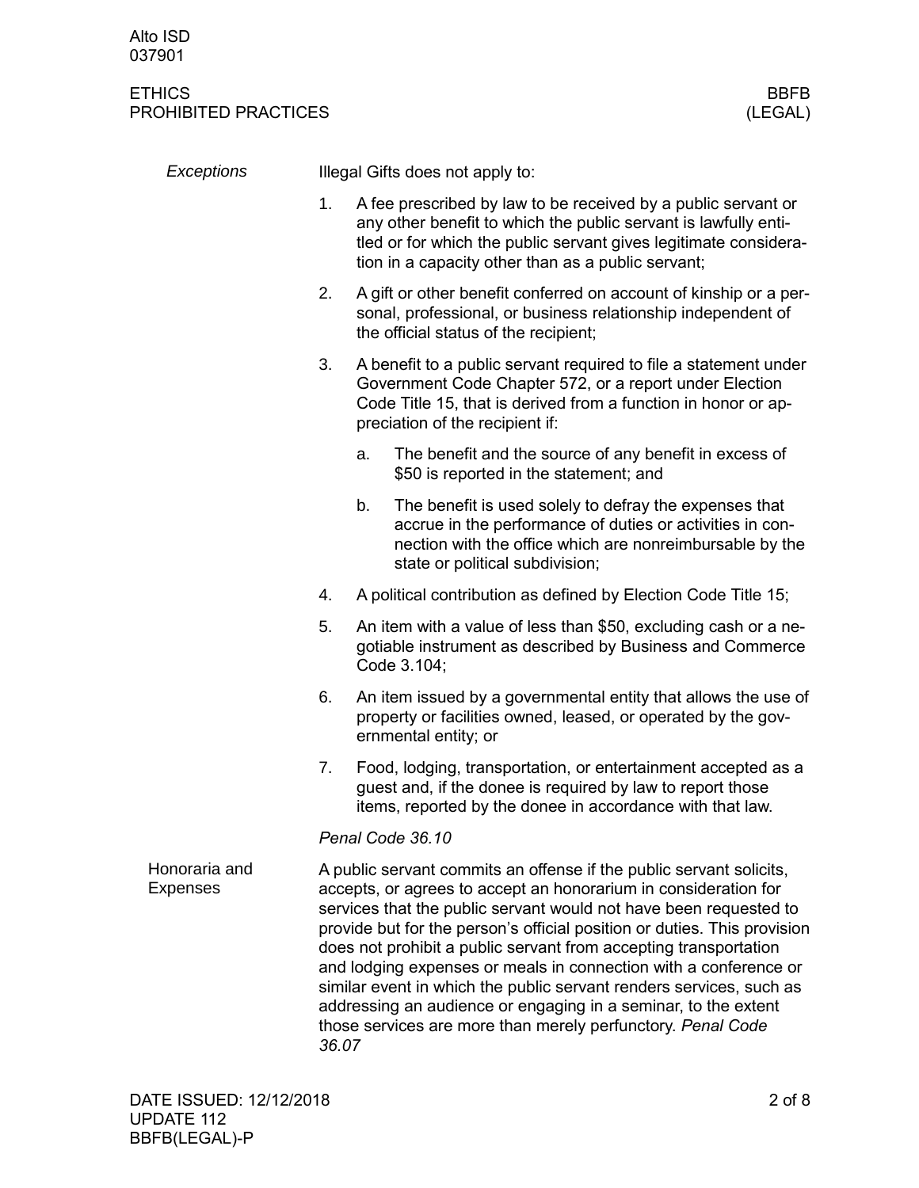### Exceptions

Illegal Gifts does not apply to:

1. A fee prescribed by law to be received by a public servant or any other benefit to which the public servant is lawfully entitled or for which the public servant gives legitimate consideration in a capacity other than as a public servant;
2. A gift or other benefit conferred on account of kinship or a personal, professional, or business relationship independent of the official status of the recipient;
3. A benefit to a public servant required to file a statement under Government Code Chapter 572, or a report under Election Code Title 15, that is derived from a function in honor or appreciation of the recipient if:
   a. The benefit and the source of any benefit in excess of $50 is reported in the statement; and
   b. The benefit is used solely to defray the expenses that accrue in the performance of duties or activities in connection with the office which are nonreimbursable by the state or political subdivision;
4. A political contribution as defined by Election Code Title 15;
5. An item with a value of less than $50, excluding cash or a negotiable instrument as described by Business and Commerce Code 3.104;
6. An item issued by a governmental entity that allows the use of property or facilities owned, leased, or operated by the governmental entity; or
7. Food, lodging, transportation, or entertainment accepted as a guest and, if the donee is required by law to report those items, reported by the donee in accordance with that law.

*Penal Code 36.10*

### Honoraria and Expenses

A public servant commits an offense if the public servant solicits, accepts, or agrees to accept an honorarium in consideration for services that the public servant would not have been requested to provide but for the person's official position or duties. This provision does not prohibit a public servant from accepting transportation and lodging expenses or meals in connection with a conference or similar event in which the public servant renders services, such as addressing an audience or engaging in a seminar, to the extent those services are more than merely perfunctory. *Penal Code 36.07*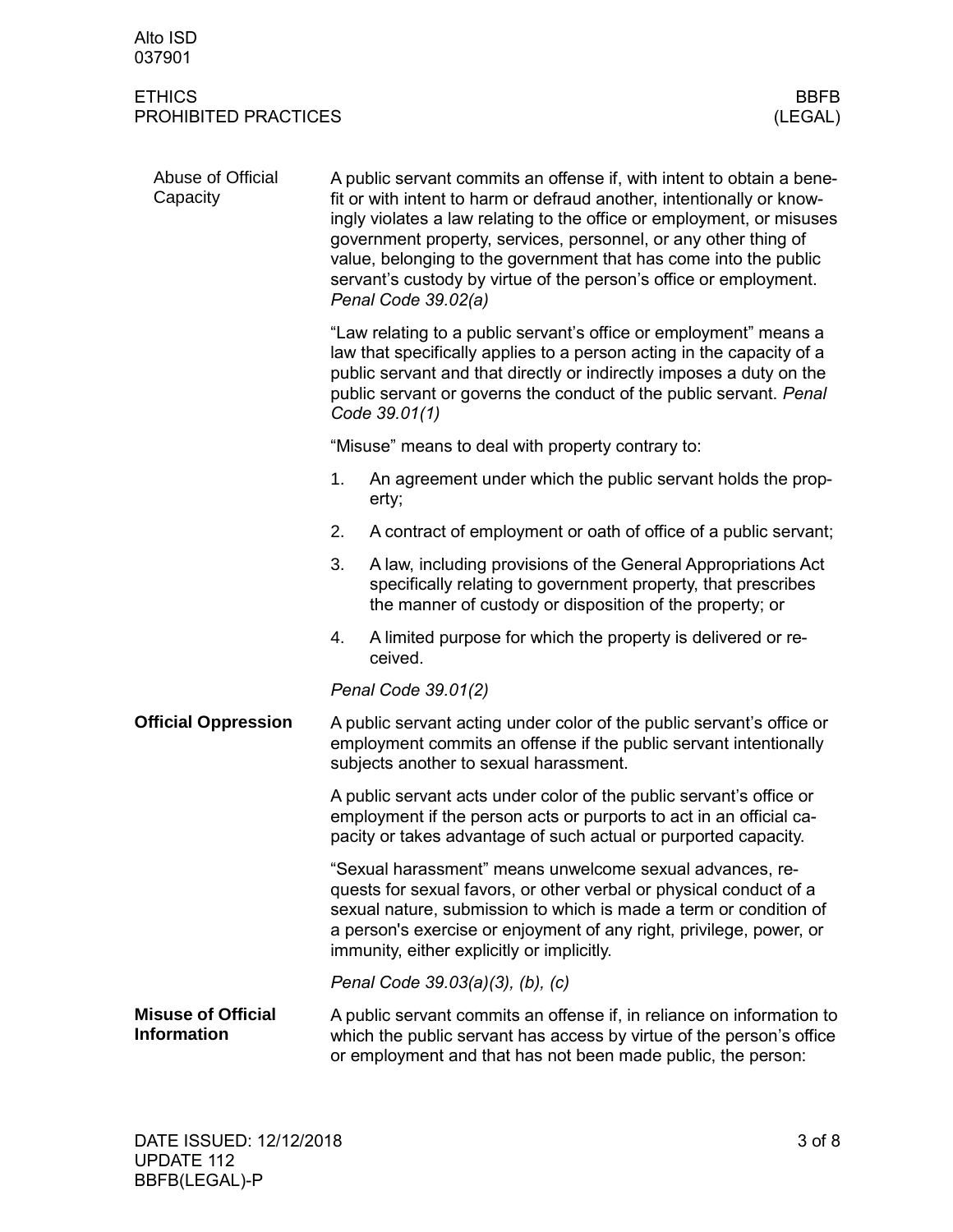## Abuse of Official Capacity

A public servant commits an offense if, with intent to obtain a benefit or with intent to harm or defraud another, intentionally or knowingly violates a law relating to the office or employment, or misuses government property, services, personnel, or any other thing of value, belonging to the government that has come into the public servant's custody by virtue of the person's office or employment. *Penal Code 39.02(a)*

"Law relating to a public servant's office or employment" means a law that specifically applies to a person acting in the capacity of a public servant and that directly or indirectly imposes a duty on the public servant or governs the conduct of the public servant. *Penal Code 39.01(1)*

"Misuse" means to deal with property contrary to:

1. An agreement under which the public servant holds the property;
2. A contract of employment or oath of office of a public servant;
3. A law, including provisions of the General Appropriations Act specifically relating to government property, that prescribes the manner of custody or disposition of the property; or
4. A limited purpose for which the property is delivered or received.

*Penal Code 39.01(2)*

## Official Oppression

A public servant acting under color of the public servant's office or employment commits an offense if the public servant intentionally subjects another to sexual harassment.

A public servant acts under color of the public servant's office or employment if the person acts or purports to act in an official capacity or takes advantage of such actual or purported capacity.

"Sexual harassment" means unwelcome sexual advances, requests for sexual favors, or other verbal or physical conduct of a sexual nature, submission to which is made a term or condition of a person's exercise or enjoyment of any right, privilege, power, or immunity, either explicitly or implicitly.

*Penal Code 39.03(a)(3), (b), (c)*

## Misuse of Official Information

A public servant commits an offense if, in reliance on information to which the public servant has access by virtue of the person's office or employment and that has not been made public, the person: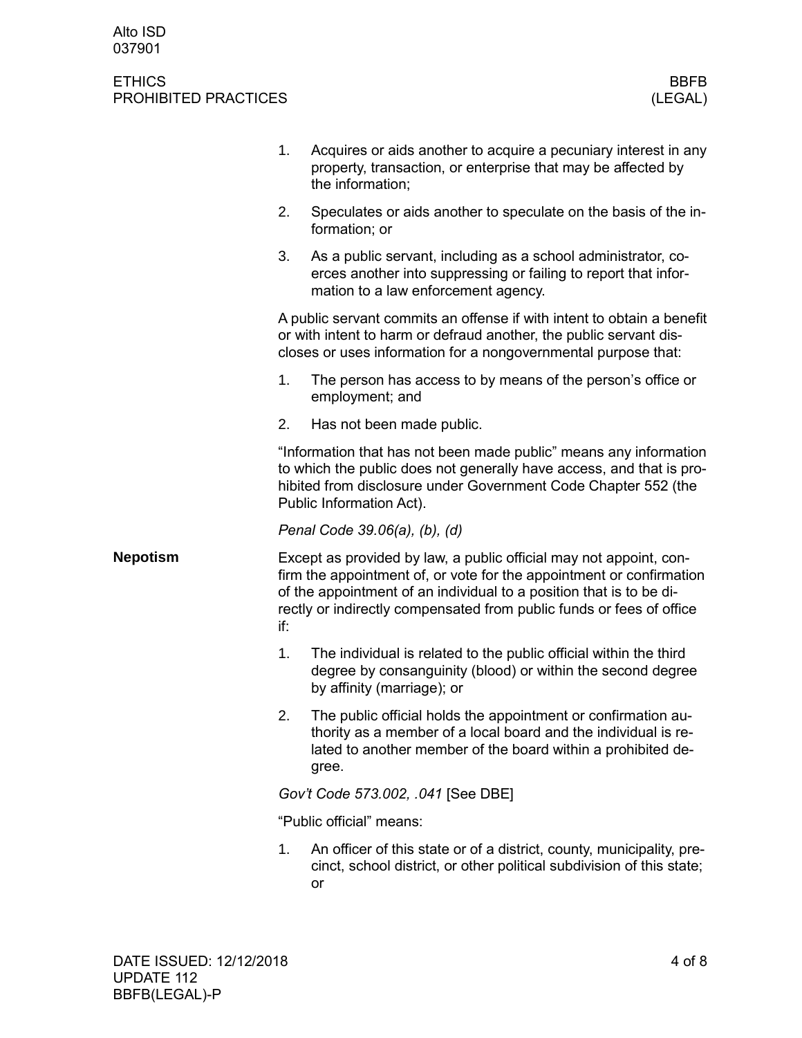1. Acquires or aids another to acquire a pecuniary interest in any property, transaction, or enterprise that may be affected by the information;
2. Speculates or aids another to speculate on the basis of the information; or
3. As a public servant, including as a school administrator, coerces another into suppressing or failing to report that information to a law enforcement agency.

A public servant commits an offense if with intent to obtain a benefit or with intent to harm or defraud another, the public servant discloses or uses information for a nongovernmental purpose that:

1. The person has access to by means of the person's office or employment; and
2. Has not been made public.

"Information that has not been made public" means any information to which the public does not generally have access, and that is prohibited from disclosure under Government Code Chapter 552 (the Public Information Act).

*Penal Code 39.06(a), (b), (d)*

## Nepotism

Except as provided by law, a public official may not appoint, confirm the appointment of, or vote for the appointment or confirmation of the appointment of an individual to a position that is to be directly or indirectly compensated from public funds or fees of office if:

1. The individual is related to the public official within the third degree by consanguinity (blood) or within the second degree by affinity (marriage); or
2. The public official holds the appointment or confirmation authority as a member of a local board and the individual is related to another member of the board within a prohibited degree.

*Gov't Code 573.002, .041* [See DBE]

"Public official" means:

1. An officer of this state or of a district, county, municipality, precinct, school district, or other political subdivision of this state; or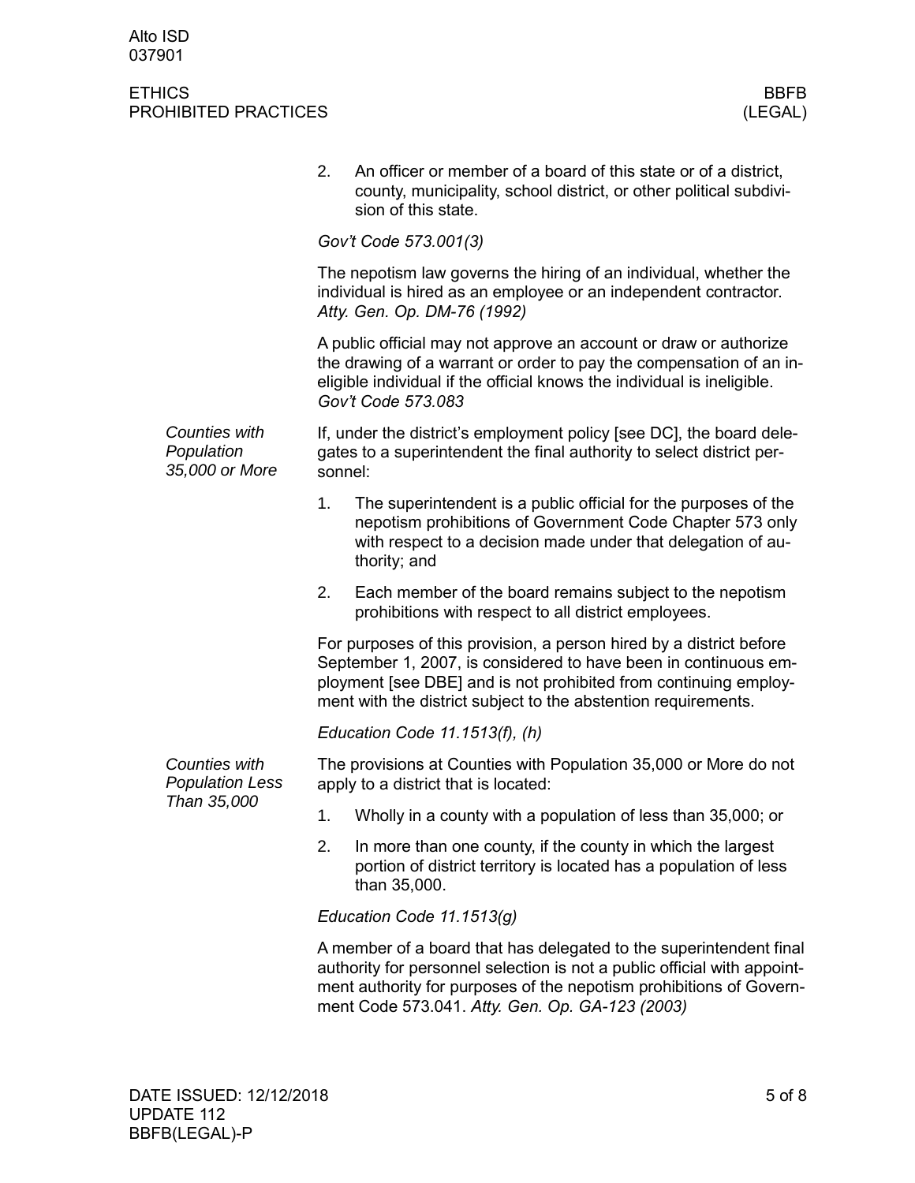2. An officer or member of a board of this state or of a district, county, municipality, school district, or other political subdivision of this state.

*Gov't Code 573.001(3)*

The nepotism law governs the hiring of an individual, whether the individual is hired as an employee or an independent contractor. *Atty. Gen. Op. DM-76 (1992)*

A public official may not approve an account or draw or authorize the drawing of a warrant or order to pay the compensation of an ineligible individual if the official knows the individual is ineligible. *Gov't Code 573.083*

### *Counties with Population 35,000 or More*

If, under the district's employment policy [see DC], the board delegates to a superintendent the final authority to select district personnel:

1. The superintendent is a public official for the purposes of the nepotism prohibitions of Government Code Chapter 573 only with respect to a decision made under that delegation of authority; and
2. Each member of the board remains subject to the nepotism prohibitions with respect to all district employees.

For purposes of this provision, a person hired by a district before September 1, 2007, is considered to have been in continuous employment [see DBE] and is not prohibited from continuing employment with the district subject to the abstention requirements.

*Education Code 11.1513(f), (h)*

### *Counties with Population Less Than 35,000*

The provisions at Counties with Population 35,000 or More do not apply to a district that is located:

1. Wholly in a county with a population of less than 35,000; or
2. In more than one county, if the county in which the largest portion of district territory is located has a population of less than 35,000.

*Education Code 11.1513(g)*

A member of a board that has delegated to the superintendent final authority for personnel selection is not a public official with appointment authority for purposes of the nepotism prohibitions of Government Code 573.041. *Atty. Gen. Op. GA-123 (2003)*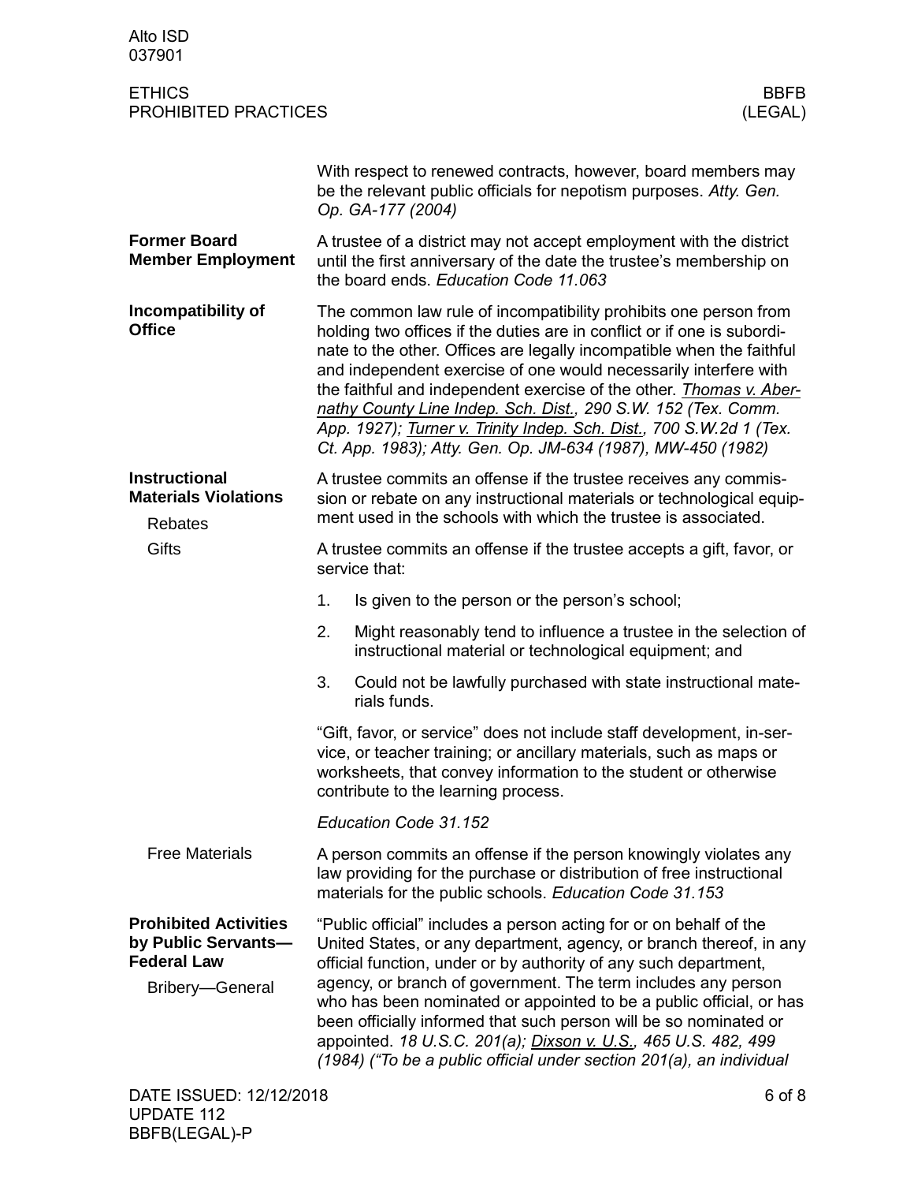With respect to renewed contracts, however, board members may be the relevant public officials for nepotism purposes. *Atty. Gen. Op. GA-177 (2004)*

## Former Board Member Employment

A trustee of a district may not accept employment with the district until the first anniversary of the date the trustee's membership on the board ends. *Education Code 11.063*

## Incompatibility of Office

The common law rule of incompatibility prohibits one person from holding two offices if the duties are in conflict or if one is subordinate to the other. Offices are legally incompatible when the faithful and independent exercise of one would necessarily interfere with the faithful and independent exercise of the other. *Thomas v. Abernathy County Line Indep. Sch. Dist., 290 S.W. 152 (Tex. Comm. App. 1927); Turner v. Trinity Indep. Sch. Dist., 700 S.W.2d 1 (Tex. Ct. App. 1983); Atty. Gen. Op. JM-634 (1987), MW-450 (1982)*

## Instructional Materials Violations

### Rebates

A trustee commits an offense if the trustee receives any commission or rebate on any instructional materials or technological equipment used in the schools with which the trustee is associated.

### Gifts

A trustee commits an offense if the trustee accepts a gift, favor, or service that:

1. Is given to the person or the person's school;
2. Might reasonably tend to influence a trustee in the selection of instructional material or technological equipment; and
3. Could not be lawfully purchased with state instructional materials funds.

"Gift, favor, or service" does not include staff development, in-service, or teacher training; or ancillary materials, such as maps or worksheets, that convey information to the student or otherwise contribute to the learning process.

*Education Code 31.152*

### Free Materials

A person commits an offense if the person knowingly violates any law providing for the purchase or distribution of free instructional materials for the public schools. *Education Code 31.153*

## Prohibited Activities by Public Servants—Federal Law

### Bribery—General

"Public official" includes a person acting for or on behalf of the United States, or any department, agency, or branch thereof, in any official function, under or by authority of any such department, agency, or branch of government. The term includes any person who has been nominated or appointed to be a public official, or has been officially informed that such person will be so nominated or appointed. *18 U.S.C. 201(a); Dixson v. U.S., 465 U.S. 482, 499 (1984) ("To be a public official under section 201(a), an individual*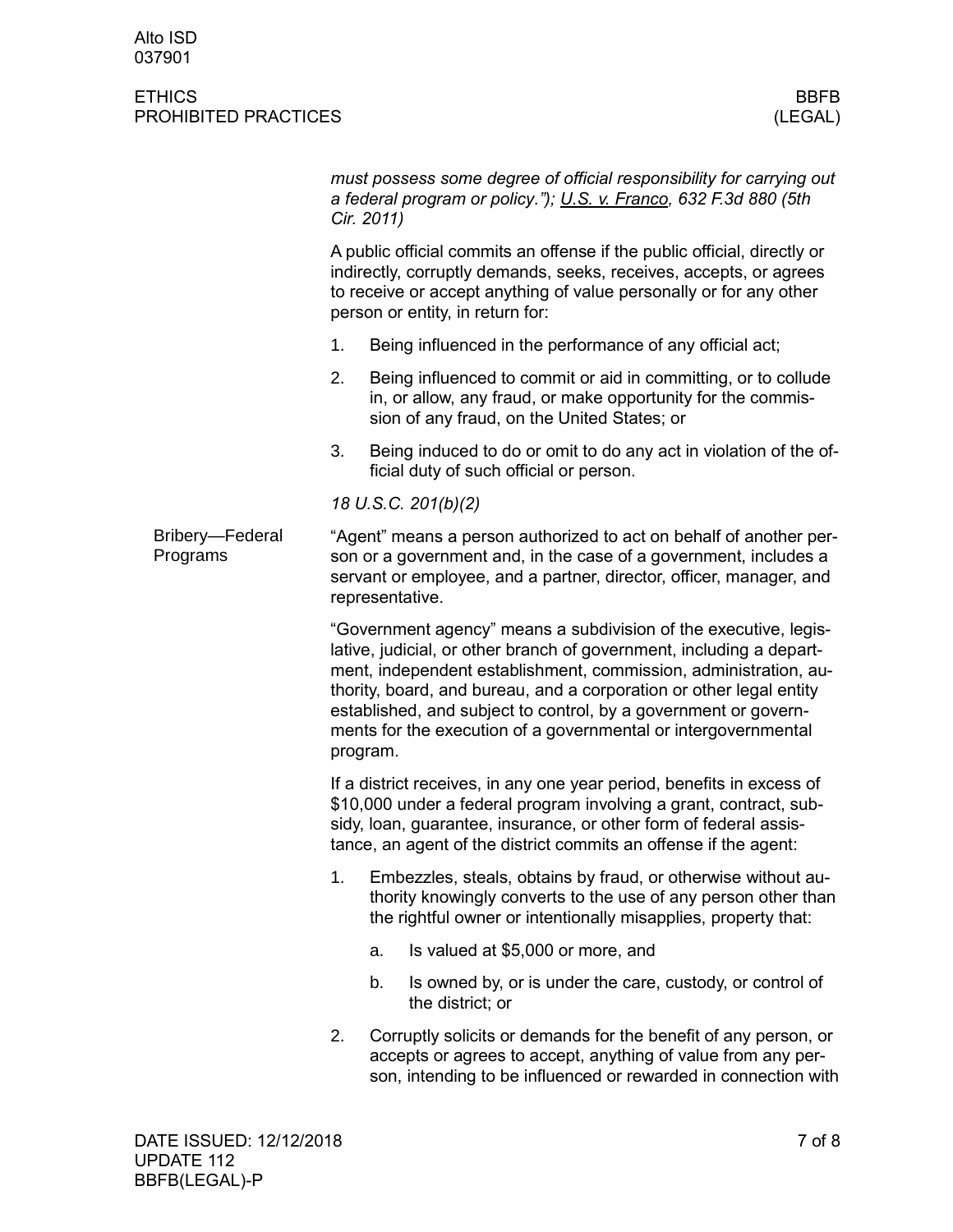*must possess some degree of official responsibility for carrying out a federal program or policy."); U.S. v. Franco, 632 F.3d 880 (5th Cir. 2011)*

A public official commits an offense if the public official, directly or indirectly, corruptly demands, seeks, receives, accepts, or agrees to receive or accept anything of value personally or for any other person or entity, in return for:

1. Being influenced in the performance of any official act;
2. Being influenced to commit or aid in committing, or to collude in, or allow, any fraud, or make opportunity for the commission of any fraud, on the United States; or
3. Being induced to do or omit to do any act in violation of the official duty of such official or person.

*18 U.S.C. 201(b)(2)*

## Bribery—Federal Programs

"Agent" means a person authorized to act on behalf of another person or a government and, in the case of a government, includes a servant or employee, and a partner, director, officer, manager, and representative.

"Government agency" means a subdivision of the executive, legislative, judicial, or other branch of government, including a department, independent establishment, commission, administration, authority, board, and bureau, and a corporation or other legal entity established, and subject to control, by a government or governments for the execution of a governmental or intergovernmental program.

If a district receives, in any one year period, benefits in excess of $10,000 under a federal program involving a grant, contract, subsidy, loan, guarantee, insurance, or other form of federal assistance, an agent of the district commits an offense if the agent:

1. Embezzles, steals, obtains by fraud, or otherwise without authority knowingly converts to the use of any person other than the rightful owner or intentionally misapplies, property that:
   a. Is valued at $5,000 or more, and
   b. Is owned by, or is under the care, custody, or control of the district; or
2. Corruptly solicits or demands for the benefit of any person, or accepts or agrees to accept, anything of value from any person, intending to be influenced or rewarded in connection with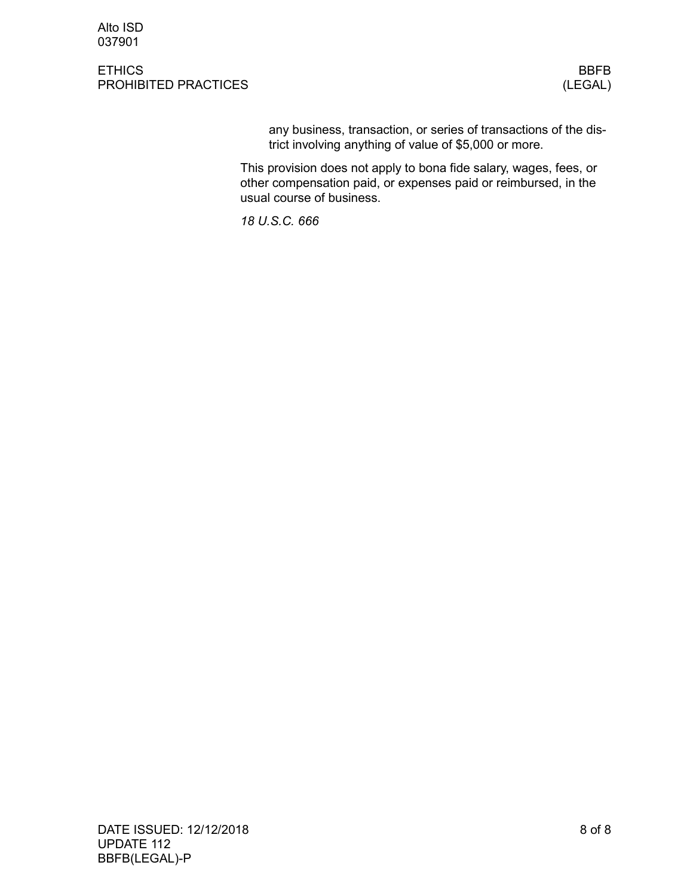any business, transaction, or series of transactions of the district involving anything of value of $5,000 or more.

This provision does not apply to bona fide salary, wages, fees, or other compensation paid, or expenses paid or reimbursed, in the usual course of business.

*18 U.S.C. 666*